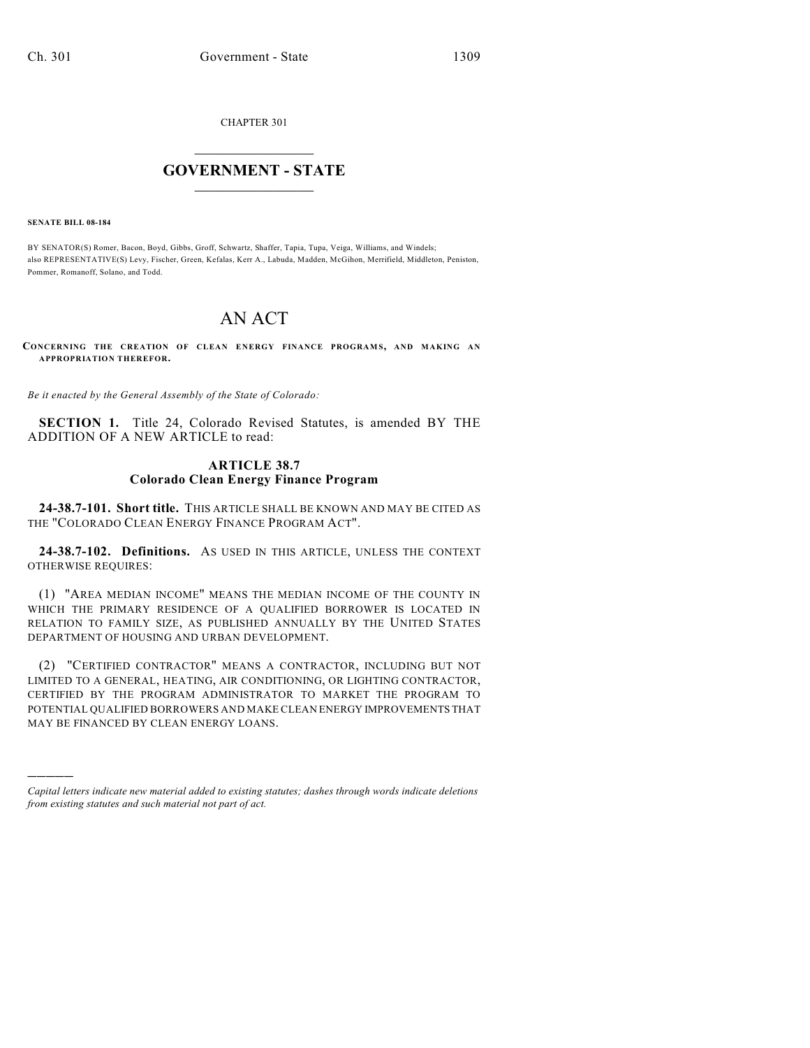CHAPTER 301

# GOVERNMENT - STATE

**SENATE BILL 08-184**

BY SENATOR(S) Romer, Bacon, Boyd, Gibbs, Groff, Schwartz, Shaffer, Tapia, Tupa, Veiga, Williams, and Windels;
also REPRESENTATIVE(S) Levy, Fischer, Green, Kefalas, Kerr A., Labuda, Madden, McGihon, Merrifield, Middleton, Peniston, Pommer, Romanoff, Solano, and Todd.

# AN ACT

**CONCERNING THE CREATION OF CLEAN ENERGY FINANCE PROGRAMS, AND MAKING AN APPROPRIATION THEREFOR.**

*Be it enacted by the General Assembly of the State of Colorado:*

**SECTION 1.** Title 24, Colorado Revised Statutes, is amended BY THE ADDITION OF A NEW ARTICLE to read:

### ARTICLE 38.7
### Colorado Clean Energy Finance Program

**24-38.7-101. Short title.** THIS ARTICLE SHALL BE KNOWN AND MAY BE CITED AS THE "COLORADO CLEAN ENERGY FINANCE PROGRAM ACT".

**24-38.7-102. Definitions.** AS USED IN THIS ARTICLE, UNLESS THE CONTEXT OTHERWISE REQUIRES:

(1) "AREA MEDIAN INCOME" MEANS THE MEDIAN INCOME OF THE COUNTY IN WHICH THE PRIMARY RESIDENCE OF A QUALIFIED BORROWER IS LOCATED IN RELATION TO FAMILY SIZE, AS PUBLISHED ANNUALLY BY THE UNITED STATES DEPARTMENT OF HOUSING AND URBAN DEVELOPMENT.

(2) "CERTIFIED CONTRACTOR" MEANS A CONTRACTOR, INCLUDING BUT NOT LIMITED TO A GENERAL, HEATING, AIR CONDITIONING, OR LIGHTING CONTRACTOR, CERTIFIED BY THE PROGRAM ADMINISTRATOR TO MARKET THE PROGRAM TO POTENTIAL QUALIFIED BORROWERS AND MAKE CLEAN ENERGY IMPROVEMENTS THAT MAY BE FINANCED BY CLEAN ENERGY LOANS.

---

*Capital letters indicate new material added to existing statutes; dashes through words indicate deletions from existing statutes and such material not part of act.*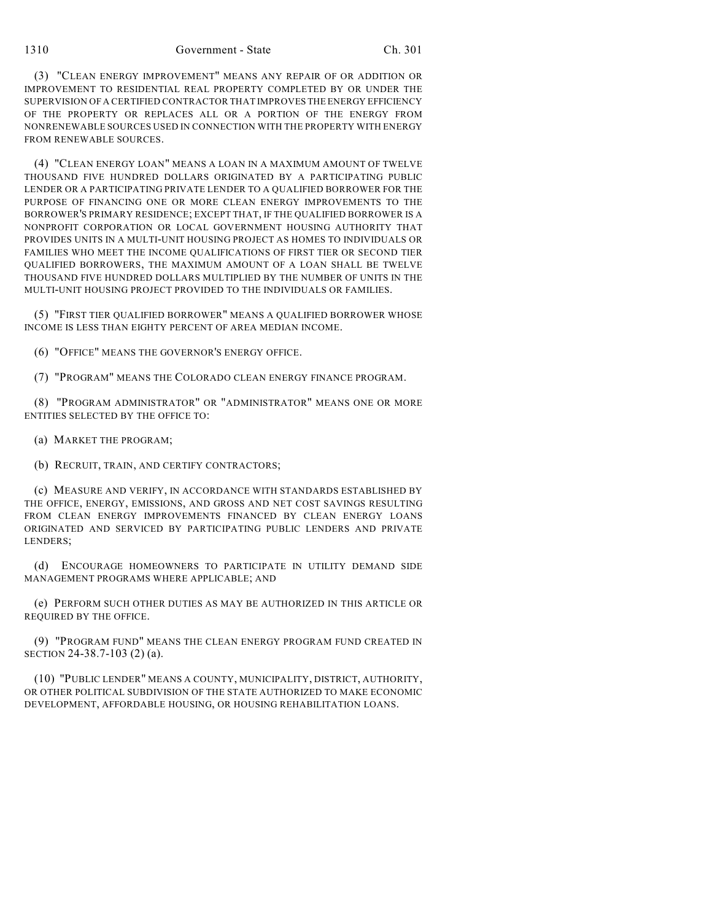(3) "CLEAN ENERGY IMPROVEMENT" MEANS ANY REPAIR OF OR ADDITION OR IMPROVEMENT TO RESIDENTIAL REAL PROPERTY COMPLETED BY OR UNDER THE SUPERVISION OF A CERTIFIED CONTRACTOR THAT IMPROVES THE ENERGY EFFICIENCY OF THE PROPERTY OR REPLACES ALL OR A PORTION OF THE ENERGY FROM NONRENEWABLE SOURCES USED IN CONNECTION WITH THE PROPERTY WITH ENERGY FROM RENEWABLE SOURCES.

(4) "CLEAN ENERGY LOAN" MEANS A LOAN IN A MAXIMUM AMOUNT OF TWELVE THOUSAND FIVE HUNDRED DOLLARS ORIGINATED BY A PARTICIPATING PUBLIC LENDER OR A PARTICIPATING PRIVATE LENDER TO A QUALIFIED BORROWER FOR THE PURPOSE OF FINANCING ONE OR MORE CLEAN ENERGY IMPROVEMENTS TO THE BORROWER'S PRIMARY RESIDENCE; EXCEPT THAT, IF THE QUALIFIED BORROWER IS A NONPROFIT CORPORATION OR LOCAL GOVERNMENT HOUSING AUTHORITY THAT PROVIDES UNITS IN A MULTI-UNIT HOUSING PROJECT AS HOMES TO INDIVIDUALS OR FAMILIES WHO MEET THE INCOME QUALIFICATIONS OF FIRST TIER OR SECOND TIER QUALIFIED BORROWERS, THE MAXIMUM AMOUNT OF A LOAN SHALL BE TWELVE THOUSAND FIVE HUNDRED DOLLARS MULTIPLIED BY THE NUMBER OF UNITS IN THE MULTI-UNIT HOUSING PROJECT PROVIDED TO THE INDIVIDUALS OR FAMILIES.

(5) "FIRST TIER QUALIFIED BORROWER" MEANS A QUALIFIED BORROWER WHOSE INCOME IS LESS THAN EIGHTY PERCENT OF AREA MEDIAN INCOME.

(6) "OFFICE" MEANS THE GOVERNOR'S ENERGY OFFICE.

(7) "PROGRAM" MEANS THE COLORADO CLEAN ENERGY FINANCE PROGRAM.

(8) "PROGRAM ADMINISTRATOR" OR "ADMINISTRATOR" MEANS ONE OR MORE ENTITIES SELECTED BY THE OFFICE TO:

(a) MARKET THE PROGRAM;

(b) RECRUIT, TRAIN, AND CERTIFY CONTRACTORS;

(c) MEASURE AND VERIFY, IN ACCORDANCE WITH STANDARDS ESTABLISHED BY THE OFFICE, ENERGY, EMISSIONS, AND GROSS AND NET COST SAVINGS RESULTING FROM CLEAN ENERGY IMPROVEMENTS FINANCED BY CLEAN ENERGY LOANS ORIGINATED AND SERVICED BY PARTICIPATING PUBLIC LENDERS AND PRIVATE LENDERS;

(d) ENCOURAGE HOMEOWNERS TO PARTICIPATE IN UTILITY DEMAND SIDE MANAGEMENT PROGRAMS WHERE APPLICABLE; AND

(e) PERFORM SUCH OTHER DUTIES AS MAY BE AUTHORIZED IN THIS ARTICLE OR REQUIRED BY THE OFFICE.

(9) "PROGRAM FUND" MEANS THE CLEAN ENERGY PROGRAM FUND CREATED IN SECTION 24-38.7-103 (2) (a).

(10) "PUBLIC LENDER" MEANS A COUNTY, MUNICIPALITY, DISTRICT, AUTHORITY, OR OTHER POLITICAL SUBDIVISION OF THE STATE AUTHORIZED TO MAKE ECONOMIC DEVELOPMENT, AFFORDABLE HOUSING, OR HOUSING REHABILITATION LOANS.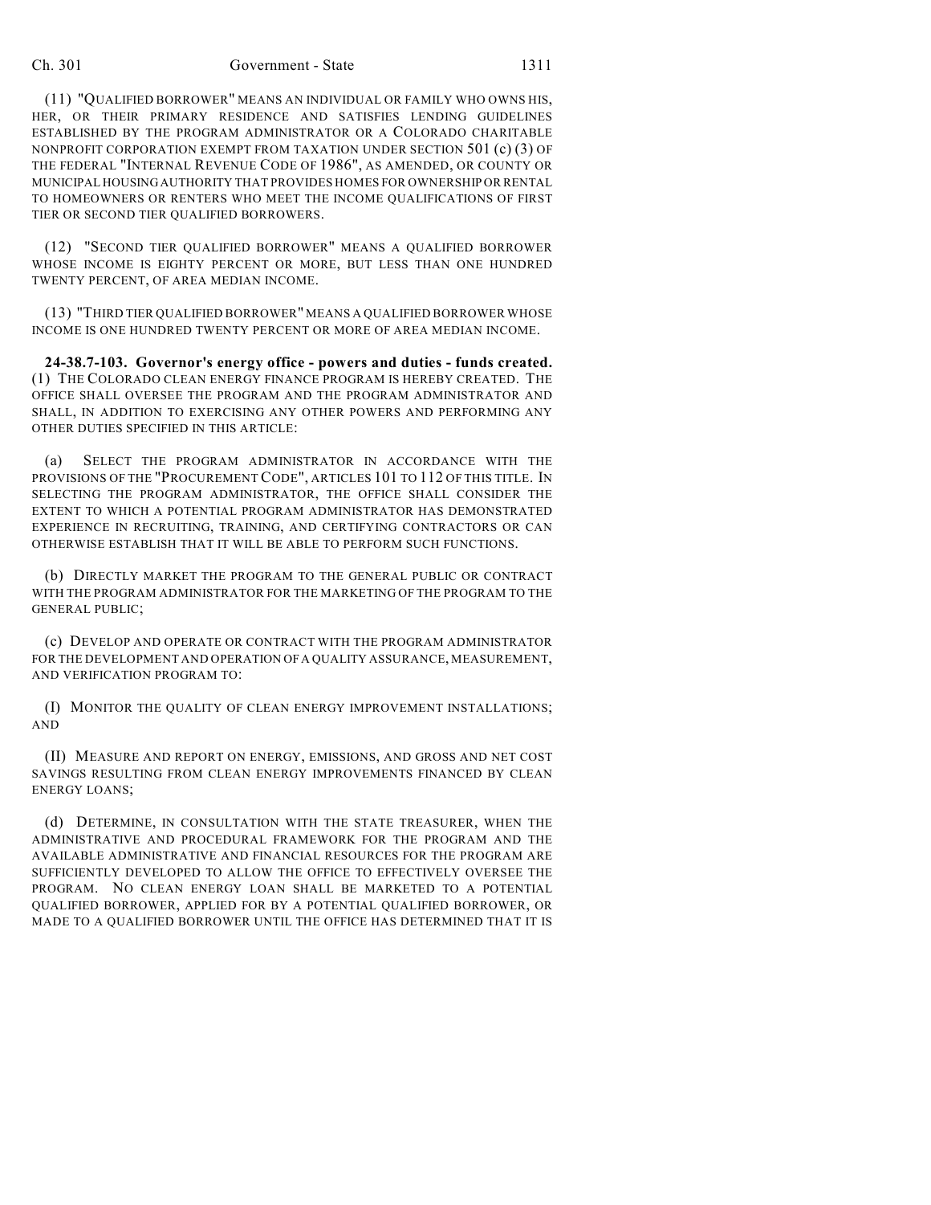(11) "QUALIFIED BORROWER" MEANS AN INDIVIDUAL OR FAMILY WHO OWNS HIS, HER, OR THEIR PRIMARY RESIDENCE AND SATISFIES LENDING GUIDELINES ESTABLISHED BY THE PROGRAM ADMINISTRATOR OR A COLORADO CHARITABLE NONPROFIT CORPORATION EXEMPT FROM TAXATION UNDER SECTION 501 (c) (3) OF THE FEDERAL "INTERNAL REVENUE CODE OF 1986", AS AMENDED, OR COUNTY OR MUNICIPAL HOUSING AUTHORITY THAT PROVIDES HOMES FOR OWNERSHIP OR RENTAL TO HOMEOWNERS OR RENTERS WHO MEET THE INCOME QUALIFICATIONS OF FIRST TIER OR SECOND TIER QUALIFIED BORROWERS.

(12) "SECOND TIER QUALIFIED BORROWER" MEANS A QUALIFIED BORROWER WHOSE INCOME IS EIGHTY PERCENT OR MORE, BUT LESS THAN ONE HUNDRED TWENTY PERCENT, OF AREA MEDIAN INCOME.

(13) "THIRD TIER QUALIFIED BORROWER" MEANS A QUALIFIED BORROWER WHOSE INCOME IS ONE HUNDRED TWENTY PERCENT OR MORE OF AREA MEDIAN INCOME.

**24-38.7-103. Governor's energy office - powers and duties - funds created.** (1) THE COLORADO CLEAN ENERGY FINANCE PROGRAM IS HEREBY CREATED. THE OFFICE SHALL OVERSEE THE PROGRAM AND THE PROGRAM ADMINISTRATOR AND SHALL, IN ADDITION TO EXERCISING ANY OTHER POWERS AND PERFORMING ANY OTHER DUTIES SPECIFIED IN THIS ARTICLE:

(a) SELECT THE PROGRAM ADMINISTRATOR IN ACCORDANCE WITH THE PROVISIONS OF THE "PROCUREMENT CODE", ARTICLES 101 TO 112 OF THIS TITLE. IN SELECTING THE PROGRAM ADMINISTRATOR, THE OFFICE SHALL CONSIDER THE EXTENT TO WHICH A POTENTIAL PROGRAM ADMINISTRATOR HAS DEMONSTRATED EXPERIENCE IN RECRUITING, TRAINING, AND CERTIFYING CONTRACTORS OR CAN OTHERWISE ESTABLISH THAT IT WILL BE ABLE TO PERFORM SUCH FUNCTIONS.

(b) DIRECTLY MARKET THE PROGRAM TO THE GENERAL PUBLIC OR CONTRACT WITH THE PROGRAM ADMINISTRATOR FOR THE MARKETING OF THE PROGRAM TO THE GENERAL PUBLIC;

(c) DEVELOP AND OPERATE OR CONTRACT WITH THE PROGRAM ADMINISTRATOR FOR THE DEVELOPMENT AND OPERATION OF A QUALITY ASSURANCE, MEASUREMENT, AND VERIFICATION PROGRAM TO:

(I) MONITOR THE QUALITY OF CLEAN ENERGY IMPROVEMENT INSTALLATIONS; AND

(II) MEASURE AND REPORT ON ENERGY, EMISSIONS, AND GROSS AND NET COST SAVINGS RESULTING FROM CLEAN ENERGY IMPROVEMENTS FINANCED BY CLEAN ENERGY LOANS;

(d) DETERMINE, IN CONSULTATION WITH THE STATE TREASURER, WHEN THE ADMINISTRATIVE AND PROCEDURAL FRAMEWORK FOR THE PROGRAM AND THE AVAILABLE ADMINISTRATIVE AND FINANCIAL RESOURCES FOR THE PROGRAM ARE SUFFICIENTLY DEVELOPED TO ALLOW THE OFFICE TO EFFECTIVELY OVERSEE THE PROGRAM. NO CLEAN ENERGY LOAN SHALL BE MARKETED TO A POTENTIAL QUALIFIED BORROWER, APPLIED FOR BY A POTENTIAL QUALIFIED BORROWER, OR MADE TO A QUALIFIED BORROWER UNTIL THE OFFICE HAS DETERMINED THAT IT IS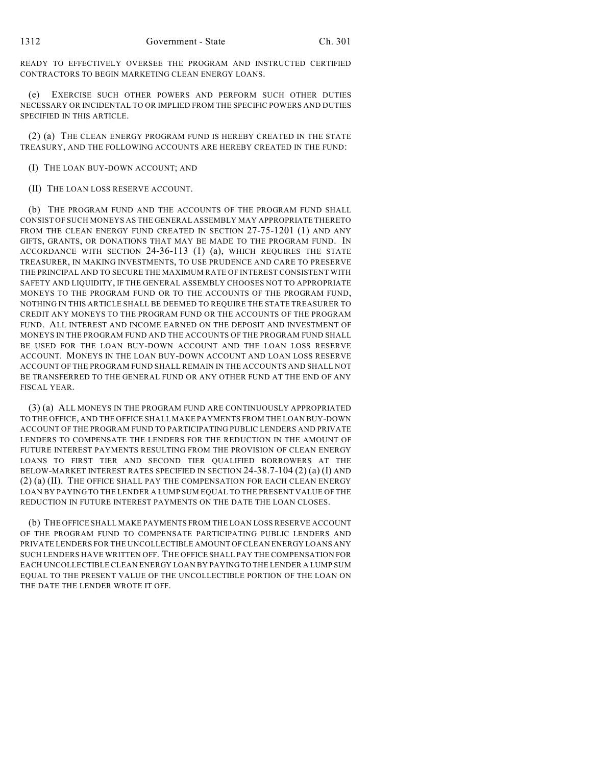READY TO EFFECTIVELY OVERSEE THE PROGRAM AND INSTRUCTED CERTIFIED CONTRACTORS TO BEGIN MARKETING CLEAN ENERGY LOANS.

(e) EXERCISE SUCH OTHER POWERS AND PERFORM SUCH OTHER DUTIES NECESSARY OR INCIDENTAL TO OR IMPLIED FROM THE SPECIFIC POWERS AND DUTIES SPECIFIED IN THIS ARTICLE.

(2) (a) THE CLEAN ENERGY PROGRAM FUND IS HEREBY CREATED IN THE STATE TREASURY, AND THE FOLLOWING ACCOUNTS ARE HEREBY CREATED IN THE FUND:

(I) THE LOAN BUY-DOWN ACCOUNT; AND

(II) THE LOAN LOSS RESERVE ACCOUNT.

(b) THE PROGRAM FUND AND THE ACCOUNTS OF THE PROGRAM FUND SHALL CONSIST OF SUCH MONEYS AS THE GENERAL ASSEMBLY MAY APPROPRIATE THERETO FROM THE CLEAN ENERGY FUND CREATED IN SECTION 27-75-1201 (1) AND ANY GIFTS, GRANTS, OR DONATIONS THAT MAY BE MADE TO THE PROGRAM FUND. IN ACCORDANCE WITH SECTION 24-36-113 (1) (a), WHICH REQUIRES THE STATE TREASURER, IN MAKING INVESTMENTS, TO USE PRUDENCE AND CARE TO PRESERVE THE PRINCIPAL AND TO SECURE THE MAXIMUM RATE OF INTEREST CONSISTENT WITH SAFETY AND LIQUIDITY, IF THE GENERAL ASSEMBLY CHOOSES NOT TO APPROPRIATE MONEYS TO THE PROGRAM FUND OR TO THE ACCOUNTS OF THE PROGRAM FUND, NOTHING IN THIS ARTICLE SHALL BE DEEMED TO REQUIRE THE STATE TREASURER TO CREDIT ANY MONEYS TO THE PROGRAM FUND OR THE ACCOUNTS OF THE PROGRAM FUND. ALL INTEREST AND INCOME EARNED ON THE DEPOSIT AND INVESTMENT OF MONEYS IN THE PROGRAM FUND AND THE ACCOUNTS OF THE PROGRAM FUND SHALL BE USED FOR THE LOAN BUY-DOWN ACCOUNT AND THE LOAN LOSS RESERVE ACCOUNT. MONEYS IN THE LOAN BUY-DOWN ACCOUNT AND LOAN LOSS RESERVE ACCOUNT OF THE PROGRAM FUND SHALL REMAIN IN THE ACCOUNTS AND SHALL NOT BE TRANSFERRED TO THE GENERAL FUND OR ANY OTHER FUND AT THE END OF ANY FISCAL YEAR.

(3) (a) ALL MONEYS IN THE PROGRAM FUND ARE CONTINUOUSLY APPROPRIATED TO THE OFFICE, AND THE OFFICE SHALL MAKE PAYMENTS FROM THE LOAN BUY-DOWN ACCOUNT OF THE PROGRAM FUND TO PARTICIPATING PUBLIC LENDERS AND PRIVATE LENDERS TO COMPENSATE THE LENDERS FOR THE REDUCTION IN THE AMOUNT OF FUTURE INTEREST PAYMENTS RESULTING FROM THE PROVISION OF CLEAN ENERGY LOANS TO FIRST TIER AND SECOND TIER QUALIFIED BORROWERS AT THE BELOW-MARKET INTEREST RATES SPECIFIED IN SECTION 24-38.7-104 (2) (a) (I) AND (2) (a) (II). THE OFFICE SHALL PAY THE COMPENSATION FOR EACH CLEAN ENERGY LOAN BY PAYING TO THE LENDER A LUMP SUM EQUAL TO THE PRESENT VALUE OF THE REDUCTION IN FUTURE INTEREST PAYMENTS ON THE DATE THE LOAN CLOSES.

(b) THE OFFICE SHALL MAKE PAYMENTS FROM THE LOAN LOSS RESERVE ACCOUNT OF THE PROGRAM FUND TO COMPENSATE PARTICIPATING PUBLIC LENDERS AND PRIVATE LENDERS FOR THE UNCOLLECTIBLE AMOUNT OF CLEAN ENERGY LOANS ANY SUCH LENDERS HAVE WRITTEN OFF. THE OFFICE SHALL PAY THE COMPENSATION FOR EACH UNCOLLECTIBLE CLEAN ENERGY LOAN BY PAYING TO THE LENDER A LUMP SUM EQUAL TO THE PRESENT VALUE OF THE UNCOLLECTIBLE PORTION OF THE LOAN ON THE DATE THE LENDER WROTE IT OFF.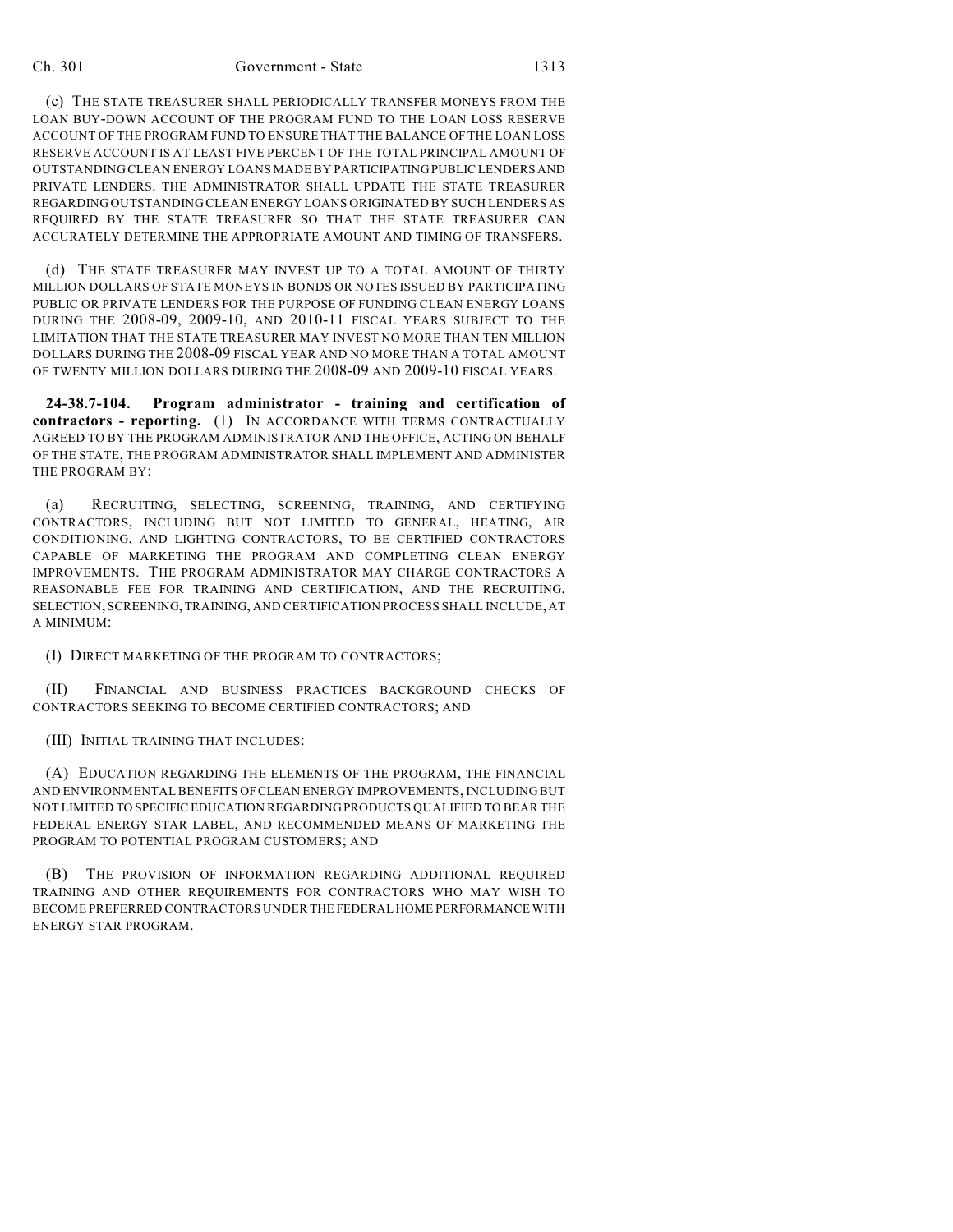(c) THE STATE TREASURER SHALL PERIODICALLY TRANSFER MONEYS FROM THE LOAN BUY-DOWN ACCOUNT OF THE PROGRAM FUND TO THE LOAN LOSS RESERVE ACCOUNT OF THE PROGRAM FUND TO ENSURE THAT THE BALANCE OF THE LOAN LOSS RESERVE ACCOUNT IS AT LEAST FIVE PERCENT OF THE TOTAL PRINCIPAL AMOUNT OF OUTSTANDING CLEAN ENERGY LOANS MADE BY PARTICIPATING PUBLIC LENDERS AND PRIVATE LENDERS. THE ADMINISTRATOR SHALL UPDATE THE STATE TREASURER REGARDING OUTSTANDING CLEAN ENERGY LOANS ORIGINATED BY SUCH LENDERS AS REQUIRED BY THE STATE TREASURER SO THAT THE STATE TREASURER CAN ACCURATELY DETERMINE THE APPROPRIATE AMOUNT AND TIMING OF TRANSFERS.

(d) THE STATE TREASURER MAY INVEST UP TO A TOTAL AMOUNT OF THIRTY MILLION DOLLARS OF STATE MONEYS IN BONDS OR NOTES ISSUED BY PARTICIPATING PUBLIC OR PRIVATE LENDERS FOR THE PURPOSE OF FUNDING CLEAN ENERGY LOANS DURING THE 2008-09, 2009-10, AND 2010-11 FISCAL YEARS SUBJECT TO THE LIMITATION THAT THE STATE TREASURER MAY INVEST NO MORE THAN TEN MILLION DOLLARS DURING THE 2008-09 FISCAL YEAR AND NO MORE THAN A TOTAL AMOUNT OF TWENTY MILLION DOLLARS DURING THE 2008-09 AND 2009-10 FISCAL YEARS.

**24-38.7-104. Program administrator - training and certification of contractors - reporting.** (1) IN ACCORDANCE WITH TERMS CONTRACTUALLY AGREED TO BY THE PROGRAM ADMINISTRATOR AND THE OFFICE, ACTING ON BEHALF OF THE STATE, THE PROGRAM ADMINISTRATOR SHALL IMPLEMENT AND ADMINISTER THE PROGRAM BY:

(a) RECRUITING, SELECTING, SCREENING, TRAINING, AND CERTIFYING CONTRACTORS, INCLUDING BUT NOT LIMITED TO GENERAL, HEATING, AIR CONDITIONING, AND LIGHTING CONTRACTORS, TO BE CERTIFIED CONTRACTORS CAPABLE OF MARKETING THE PROGRAM AND COMPLETING CLEAN ENERGY IMPROVEMENTS. THE PROGRAM ADMINISTRATOR MAY CHARGE CONTRACTORS A REASONABLE FEE FOR TRAINING AND CERTIFICATION, AND THE RECRUITING, SELECTION, SCREENING, TRAINING, AND CERTIFICATION PROCESS SHALL INCLUDE, AT A MINIMUM:

(I) DIRECT MARKETING OF THE PROGRAM TO CONTRACTORS;

(II) FINANCIAL AND BUSINESS PRACTICES BACKGROUND CHECKS OF CONTRACTORS SEEKING TO BECOME CERTIFIED CONTRACTORS; AND

(III) INITIAL TRAINING THAT INCLUDES:

(A) EDUCATION REGARDING THE ELEMENTS OF THE PROGRAM, THE FINANCIAL AND ENVIRONMENTAL BENEFITS OF CLEAN ENERGY IMPROVEMENTS, INCLUDING BUT NOT LIMITED TO SPECIFIC EDUCATION REGARDING PRODUCTS QUALIFIED TO BEAR THE FEDERAL ENERGY STAR LABEL, AND RECOMMENDED MEANS OF MARKETING THE PROGRAM TO POTENTIAL PROGRAM CUSTOMERS; AND

(B) THE PROVISION OF INFORMATION REGARDING ADDITIONAL REQUIRED TRAINING AND OTHER REQUIREMENTS FOR CONTRACTORS WHO MAY WISH TO BECOME PREFERRED CONTRACTORS UNDER THE FEDERAL HOME PERFORMANCE WITH ENERGY STAR PROGRAM.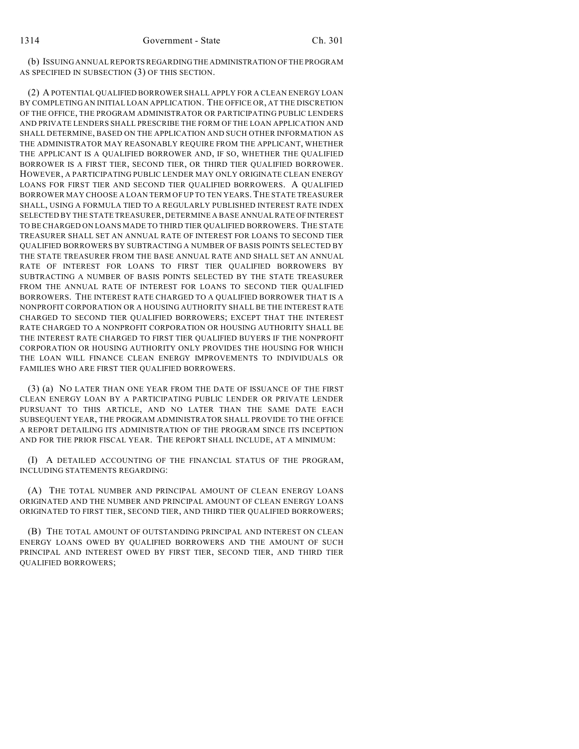(b) ISSUING ANNUAL REPORTS REGARDING THE ADMINISTRATION OF THE PROGRAM AS SPECIFIED IN SUBSECTION (3) OF THIS SECTION.

(2) A POTENTIAL QUALIFIED BORROWER SHALL APPLY FOR A CLEAN ENERGY LOAN BY COMPLETING AN INITIAL LOAN APPLICATION. THE OFFICE OR, AT THE DISCRETION OF THE OFFICE, THE PROGRAM ADMINISTRATOR OR PARTICIPATING PUBLIC LENDERS AND PRIVATE LENDERS SHALL PRESCRIBE THE FORM OF THE LOAN APPLICATION AND SHALL DETERMINE, BASED ON THE APPLICATION AND SUCH OTHER INFORMATION AS THE ADMINISTRATOR MAY REASONABLY REQUIRE FROM THE APPLICANT, WHETHER THE APPLICANT IS A QUALIFIED BORROWER AND, IF SO, WHETHER THE QUALIFIED BORROWER IS A FIRST TIER, SECOND TIER, OR THIRD TIER QUALIFIED BORROWER. HOWEVER, A PARTICIPATING PUBLIC LENDER MAY ONLY ORIGINATE CLEAN ENERGY LOANS FOR FIRST TIER AND SECOND TIER QUALIFIED BORROWERS. A QUALIFIED BORROWER MAY CHOOSE A LOAN TERM OF UP TO TEN YEARS. THE STATE TREASURER SHALL, USING A FORMULA TIED TO A REGULARLY PUBLISHED INTEREST RATE INDEX SELECTED BY THE STATE TREASURER, DETERMINE A BASE ANNUAL RATE OF INTEREST TO BE CHARGED ON LOANS MADE TO THIRD TIER QUALIFIED BORROWERS. THE STATE TREASURER SHALL SET AN ANNUAL RATE OF INTEREST FOR LOANS TO SECOND TIER QUALIFIED BORROWERS BY SUBTRACTING A NUMBER OF BASIS POINTS SELECTED BY THE STATE TREASURER FROM THE BASE ANNUAL RATE AND SHALL SET AN ANNUAL RATE OF INTEREST FOR LOANS TO FIRST TIER QUALIFIED BORROWERS BY SUBTRACTING A NUMBER OF BASIS POINTS SELECTED BY THE STATE TREASURER FROM THE ANNUAL RATE OF INTEREST FOR LOANS TO SECOND TIER QUALIFIED BORROWERS. THE INTEREST RATE CHARGED TO A QUALIFIED BORROWER THAT IS A NONPROFIT CORPORATION OR A HOUSING AUTHORITY SHALL BE THE INTEREST RATE CHARGED TO SECOND TIER QUALIFIED BORROWERS; EXCEPT THAT THE INTEREST RATE CHARGED TO A NONPROFIT CORPORATION OR HOUSING AUTHORITY SHALL BE THE INTEREST RATE CHARGED TO FIRST TIER QUALIFIED BUYERS IF THE NONPROFIT CORPORATION OR HOUSING AUTHORITY ONLY PROVIDES THE HOUSING FOR WHICH THE LOAN WILL FINANCE CLEAN ENERGY IMPROVEMENTS TO INDIVIDUALS OR FAMILIES WHO ARE FIRST TIER QUALIFIED BORROWERS.

(3) (a) NO LATER THAN ONE YEAR FROM THE DATE OF ISSUANCE OF THE FIRST CLEAN ENERGY LOAN BY A PARTICIPATING PUBLIC LENDER OR PRIVATE LENDER PURSUANT TO THIS ARTICLE, AND NO LATER THAN THE SAME DATE EACH SUBSEQUENT YEAR, THE PROGRAM ADMINISTRATOR SHALL PROVIDE TO THE OFFICE A REPORT DETAILING ITS ADMINISTRATION OF THE PROGRAM SINCE ITS INCEPTION AND FOR THE PRIOR FISCAL YEAR. THE REPORT SHALL INCLUDE, AT A MINIMUM:

(I) A DETAILED ACCOUNTING OF THE FINANCIAL STATUS OF THE PROGRAM, INCLUDING STATEMENTS REGARDING:

(A) THE TOTAL NUMBER AND PRINCIPAL AMOUNT OF CLEAN ENERGY LOANS ORIGINATED AND THE NUMBER AND PRINCIPAL AMOUNT OF CLEAN ENERGY LOANS ORIGINATED TO FIRST TIER, SECOND TIER, AND THIRD TIER QUALIFIED BORROWERS;

(B) THE TOTAL AMOUNT OF OUTSTANDING PRINCIPAL AND INTEREST ON CLEAN ENERGY LOANS OWED BY QUALIFIED BORROWERS AND THE AMOUNT OF SUCH PRINCIPAL AND INTEREST OWED BY FIRST TIER, SECOND TIER, AND THIRD TIER QUALIFIED BORROWERS;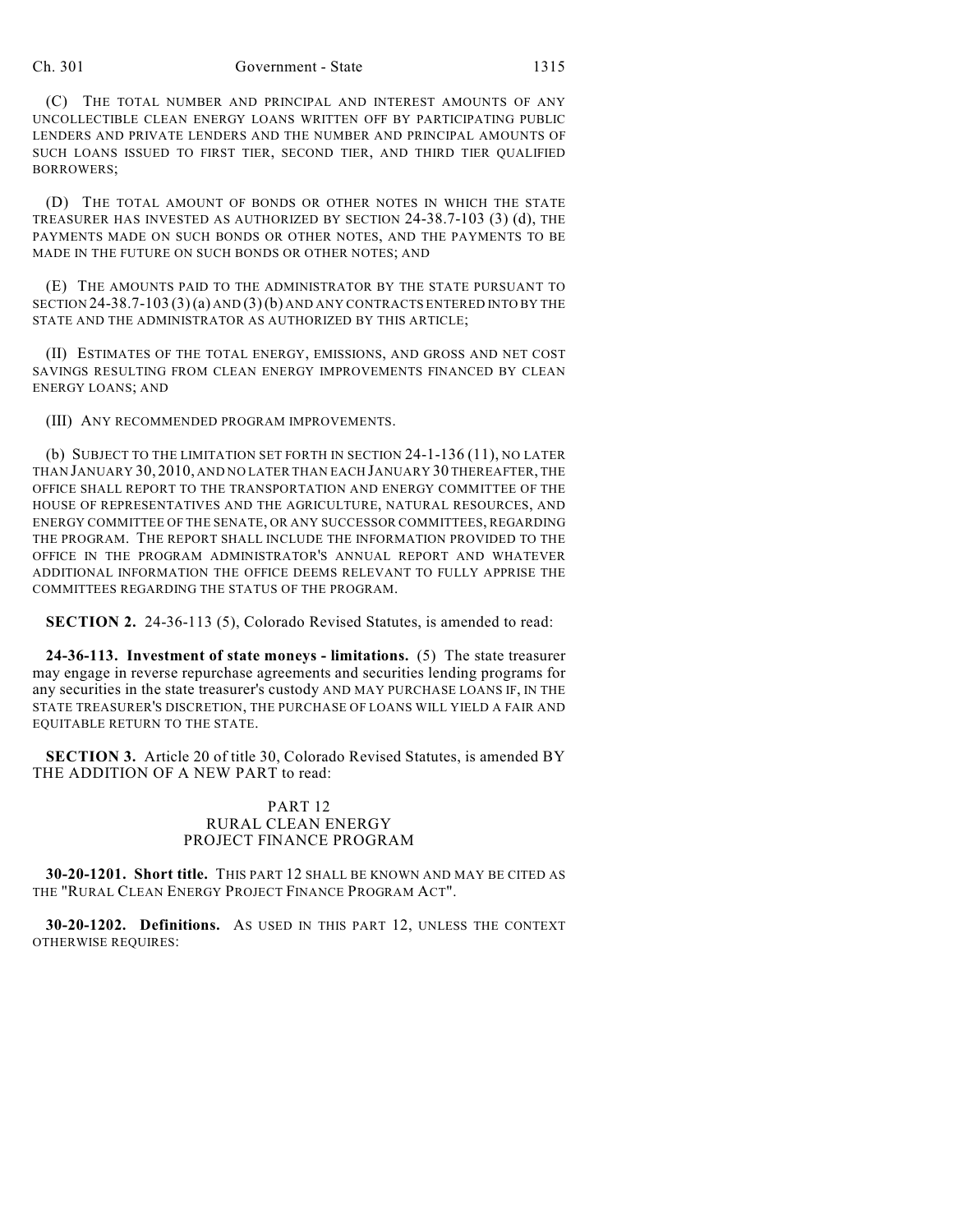(C) THE TOTAL NUMBER AND PRINCIPAL AND INTEREST AMOUNTS OF ANY UNCOLLECTIBLE CLEAN ENERGY LOANS WRITTEN OFF BY PARTICIPATING PUBLIC LENDERS AND PRIVATE LENDERS AND THE NUMBER AND PRINCIPAL AMOUNTS OF SUCH LOANS ISSUED TO FIRST TIER, SECOND TIER, AND THIRD TIER QUALIFIED BORROWERS;

(D) THE TOTAL AMOUNT OF BONDS OR OTHER NOTES IN WHICH THE STATE TREASURER HAS INVESTED AS AUTHORIZED BY SECTION 24-38.7-103 (3) (d), THE PAYMENTS MADE ON SUCH BONDS OR OTHER NOTES, AND THE PAYMENTS TO BE MADE IN THE FUTURE ON SUCH BONDS OR OTHER NOTES; AND

(E) THE AMOUNTS PAID TO THE ADMINISTRATOR BY THE STATE PURSUANT TO SECTION 24-38.7-103 (3) (a) AND (3) (b) AND ANY CONTRACTS ENTERED INTO BY THE STATE AND THE ADMINISTRATOR AS AUTHORIZED BY THIS ARTICLE;

(II) ESTIMATES OF THE TOTAL ENERGY, EMISSIONS, AND GROSS AND NET COST SAVINGS RESULTING FROM CLEAN ENERGY IMPROVEMENTS FINANCED BY CLEAN ENERGY LOANS; AND

(III) ANY RECOMMENDED PROGRAM IMPROVEMENTS.

(b) SUBJECT TO THE LIMITATION SET FORTH IN SECTION 24-1-136 (11), NO LATER THAN JANUARY 30, 2010, AND NO LATER THAN EACH JANUARY 30 THEREAFTER, THE OFFICE SHALL REPORT TO THE TRANSPORTATION AND ENERGY COMMITTEE OF THE HOUSE OF REPRESENTATIVES AND THE AGRICULTURE, NATURAL RESOURCES, AND ENERGY COMMITTEE OF THE SENATE, OR ANY SUCCESSOR COMMITTEES, REGARDING THE PROGRAM. THE REPORT SHALL INCLUDE THE INFORMATION PROVIDED TO THE OFFICE IN THE PROGRAM ADMINISTRATOR'S ANNUAL REPORT AND WHATEVER ADDITIONAL INFORMATION THE OFFICE DEEMS RELEVANT TO FULLY APPRISE THE COMMITTEES REGARDING THE STATUS OF THE PROGRAM.

**SECTION 2.** 24-36-113 (5), Colorado Revised Statutes, is amended to read:

**24-36-113. Investment of state moneys - limitations.** (5) The state treasurer may engage in reverse repurchase agreements and securities lending programs for any securities in the state treasurer's custody AND MAY PURCHASE LOANS IF, IN THE STATE TREASURER'S DISCRETION, THE PURCHASE OF LOANS WILL YIELD A FAIR AND EQUITABLE RETURN TO THE STATE.

**SECTION 3.** Article 20 of title 30, Colorado Revised Statutes, is amended BY THE ADDITION OF A NEW PART to read:

PART 12
RURAL CLEAN ENERGY
PROJECT FINANCE PROGRAM

**30-20-1201. Short title.** THIS PART 12 SHALL BE KNOWN AND MAY BE CITED AS THE "RURAL CLEAN ENERGY PROJECT FINANCE PROGRAM ACT".

**30-20-1202. Definitions.** AS USED IN THIS PART 12, UNLESS THE CONTEXT OTHERWISE REQUIRES: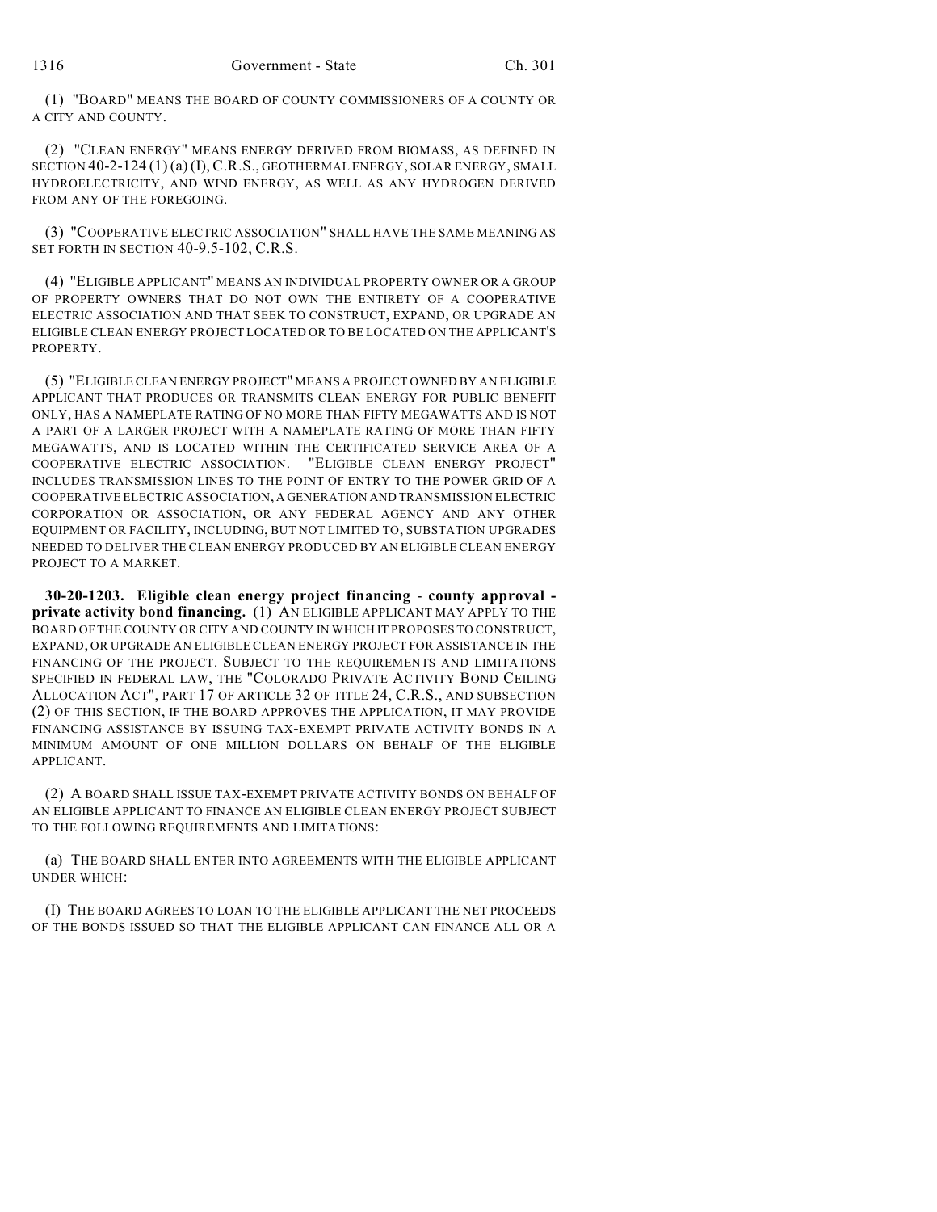(1) "BOARD" MEANS THE BOARD OF COUNTY COMMISSIONERS OF A COUNTY OR A CITY AND COUNTY.

(2) "CLEAN ENERGY" MEANS ENERGY DERIVED FROM BIOMASS, AS DEFINED IN SECTION 40-2-124 (1) (a) (I), C.R.S., GEOTHERMAL ENERGY, SOLAR ENERGY, SMALL HYDROELECTRICITY, AND WIND ENERGY, AS WELL AS ANY HYDROGEN DERIVED FROM ANY OF THE FOREGOING.

(3) "COOPERATIVE ELECTRIC ASSOCIATION" SHALL HAVE THE SAME MEANING AS SET FORTH IN SECTION 40-9.5-102, C.R.S.

(4) "ELIGIBLE APPLICANT" MEANS AN INDIVIDUAL PROPERTY OWNER OR A GROUP OF PROPERTY OWNERS THAT DO NOT OWN THE ENTIRETY OF A COOPERATIVE ELECTRIC ASSOCIATION AND THAT SEEK TO CONSTRUCT, EXPAND, OR UPGRADE AN ELIGIBLE CLEAN ENERGY PROJECT LOCATED OR TO BE LOCATED ON THE APPLICANT'S PROPERTY.

(5) "ELIGIBLE CLEAN ENERGY PROJECT" MEANS A PROJECT OWNED BY AN ELIGIBLE APPLICANT THAT PRODUCES OR TRANSMITS CLEAN ENERGY FOR PUBLIC BENEFIT ONLY, HAS A NAMEPLATE RATING OF NO MORE THAN FIFTY MEGAWATTS AND IS NOT A PART OF A LARGER PROJECT WITH A NAMEPLATE RATING OF MORE THAN FIFTY MEGAWATTS, AND IS LOCATED WITHIN THE CERTIFICATED SERVICE AREA OF A COOPERATIVE ELECTRIC ASSOCIATION. "ELIGIBLE CLEAN ENERGY PROJECT" INCLUDES TRANSMISSION LINES TO THE POINT OF ENTRY TO THE POWER GRID OF A COOPERATIVE ELECTRIC ASSOCIATION, A GENERATION AND TRANSMISSION ELECTRIC CORPORATION OR ASSOCIATION, OR ANY FEDERAL AGENCY AND ANY OTHER EQUIPMENT OR FACILITY, INCLUDING, BUT NOT LIMITED TO, SUBSTATION UPGRADES NEEDED TO DELIVER THE CLEAN ENERGY PRODUCED BY AN ELIGIBLE CLEAN ENERGY PROJECT TO A MARKET.

**30-20-1203. Eligible clean energy project financing - county approval - private activity bond financing.** (1) AN ELIGIBLE APPLICANT MAY APPLY TO THE BOARD OF THE COUNTY OR CITY AND COUNTY IN WHICH IT PROPOSES TO CONSTRUCT, EXPAND, OR UPGRADE AN ELIGIBLE CLEAN ENERGY PROJECT FOR ASSISTANCE IN THE FINANCING OF THE PROJECT. SUBJECT TO THE REQUIREMENTS AND LIMITATIONS SPECIFIED IN FEDERAL LAW, THE "COLORADO PRIVATE ACTIVITY BOND CEILING ALLOCATION ACT", PART 17 OF ARTICLE 32 OF TITLE 24, C.R.S., AND SUBSECTION (2) OF THIS SECTION, IF THE BOARD APPROVES THE APPLICATION, IT MAY PROVIDE FINANCING ASSISTANCE BY ISSUING TAX-EXEMPT PRIVATE ACTIVITY BONDS IN A MINIMUM AMOUNT OF ONE MILLION DOLLARS ON BEHALF OF THE ELIGIBLE APPLICANT.

(2) A BOARD SHALL ISSUE TAX-EXEMPT PRIVATE ACTIVITY BONDS ON BEHALF OF AN ELIGIBLE APPLICANT TO FINANCE AN ELIGIBLE CLEAN ENERGY PROJECT SUBJECT TO THE FOLLOWING REQUIREMENTS AND LIMITATIONS:

(a) THE BOARD SHALL ENTER INTO AGREEMENTS WITH THE ELIGIBLE APPLICANT UNDER WHICH:

(I) THE BOARD AGREES TO LOAN TO THE ELIGIBLE APPLICANT THE NET PROCEEDS OF THE BONDS ISSUED SO THAT THE ELIGIBLE APPLICANT CAN FINANCE ALL OR A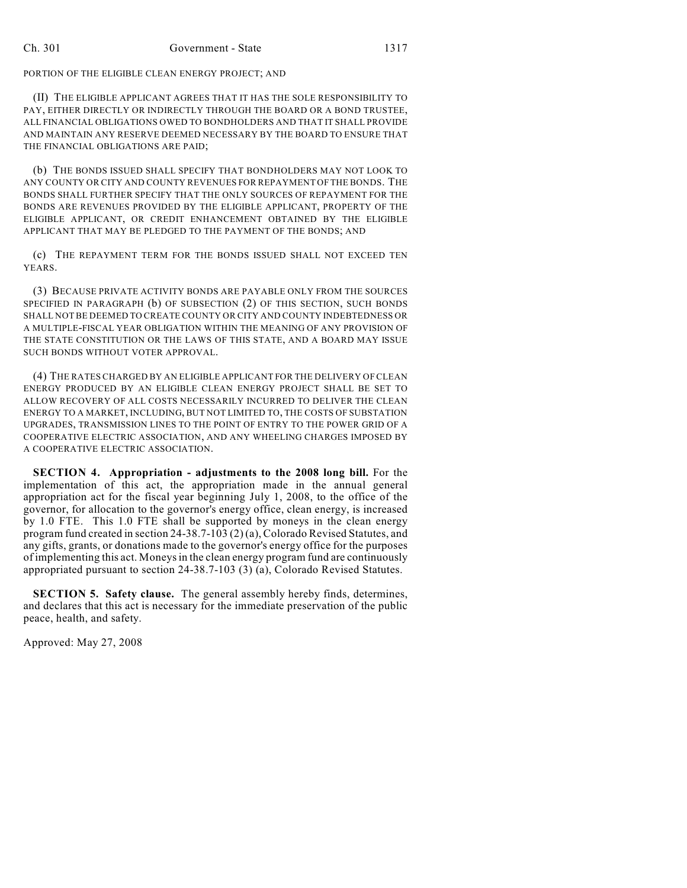PORTION OF THE ELIGIBLE CLEAN ENERGY PROJECT; AND

(II) THE ELIGIBLE APPLICANT AGREES THAT IT HAS THE SOLE RESPONSIBILITY TO PAY, EITHER DIRECTLY OR INDIRECTLY THROUGH THE BOARD OR A BOND TRUSTEE, ALL FINANCIAL OBLIGATIONS OWED TO BONDHOLDERS AND THAT IT SHALL PROVIDE AND MAINTAIN ANY RESERVE DEEMED NECESSARY BY THE BOARD TO ENSURE THAT THE FINANCIAL OBLIGATIONS ARE PAID;

(b) THE BONDS ISSUED SHALL SPECIFY THAT BONDHOLDERS MAY NOT LOOK TO ANY COUNTY OR CITY AND COUNTY REVENUES FOR REPAYMENT OF THE BONDS. THE BONDS SHALL FURTHER SPECIFY THAT THE ONLY SOURCES OF REPAYMENT FOR THE BONDS ARE REVENUES PROVIDED BY THE ELIGIBLE APPLICANT, PROPERTY OF THE ELIGIBLE APPLICANT, OR CREDIT ENHANCEMENT OBTAINED BY THE ELIGIBLE APPLICANT THAT MAY BE PLEDGED TO THE PAYMENT OF THE BONDS; AND

(c) THE REPAYMENT TERM FOR THE BONDS ISSUED SHALL NOT EXCEED TEN YEARS.

(3) BECAUSE PRIVATE ACTIVITY BONDS ARE PAYABLE ONLY FROM THE SOURCES SPECIFIED IN PARAGRAPH (b) OF SUBSECTION (2) OF THIS SECTION, SUCH BONDS SHALL NOT BE DEEMED TO CREATE COUNTY OR CITY AND COUNTY INDEBTEDNESS OR A MULTIPLE-FISCAL YEAR OBLIGATION WITHIN THE MEANING OF ANY PROVISION OF THE STATE CONSTITUTION OR THE LAWS OF THIS STATE, AND A BOARD MAY ISSUE SUCH BONDS WITHOUT VOTER APPROVAL.

(4) THE RATES CHARGED BY AN ELIGIBLE APPLICANT FOR THE DELIVERY OF CLEAN ENERGY PRODUCED BY AN ELIGIBLE CLEAN ENERGY PROJECT SHALL BE SET TO ALLOW RECOVERY OF ALL COSTS NECESSARILY INCURRED TO DELIVER THE CLEAN ENERGY TO A MARKET, INCLUDING, BUT NOT LIMITED TO, THE COSTS OF SUBSTATION UPGRADES, TRANSMISSION LINES TO THE POINT OF ENTRY TO THE POWER GRID OF A COOPERATIVE ELECTRIC ASSOCIATION, AND ANY WHEELING CHARGES IMPOSED BY A COOPERATIVE ELECTRIC ASSOCIATION.

**SECTION 4. Appropriation - adjustments to the 2008 long bill.** For the implementation of this act, the appropriation made in the annual general appropriation act for the fiscal year beginning July 1, 2008, to the office of the governor, for allocation to the governor's energy office, clean energy, is increased by 1.0 FTE. This 1.0 FTE shall be supported by moneys in the clean energy program fund created in section 24-38.7-103 (2) (a), Colorado Revised Statutes, and any gifts, grants, or donations made to the governor's energy office for the purposes of implementing this act. Moneys in the clean energy program fund are continuously appropriated pursuant to section 24-38.7-103 (3) (a), Colorado Revised Statutes.

**SECTION 5. Safety clause.** The general assembly hereby finds, determines, and declares that this act is necessary for the immediate preservation of the public peace, health, and safety.

Approved: May 27, 2008